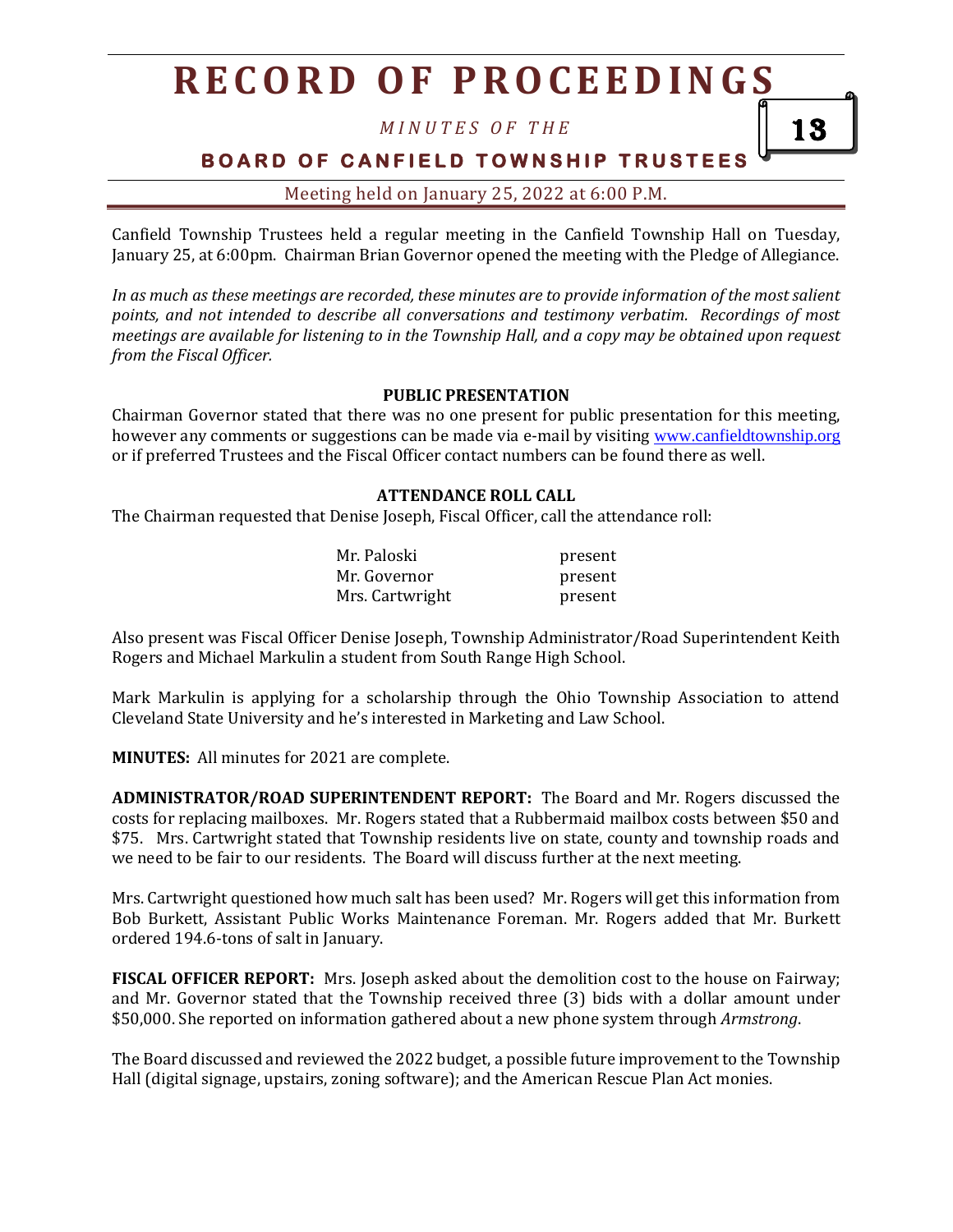# RECORD OF PROCEEDINGS

*MINUTES OF THE*

**BOARD OF CANFIELD TOWNSHIP TRUSTEES**

Meeting held on January 25, 2022 at 6:00 P.M.

Canfield Township Trustees held a regular meeting in the Canfield Township Hall on Tuesday, January 25, at 6:00pm. Chairman Brian Governor opened the meeting with the Pledge of Allegiance.

*In as much as these meetings are recorded, these minutes are to provide information of the most salient points, and not intended to describe all conversations and testimony verbatim. Recordings of most meetings are available for listening to in the Township Hall, and a copy may be obtained upon request from the Fiscal Officer.*

**PUBLIC PRESENTATION**

Chairman Governor stated that there was no one present for public presentation for this meeting, however any comments or suggestions can be made via e-mail by visiting www.canfieldtownship.org or if preferred Trustees and the Fiscal Officer contact numbers can be found there as well.

**ATTENDANCE ROLL CALL**

The Chairman requested that Denise Joseph, Fiscal Officer, call the attendance roll:

| | |
|---|---|
| Mr. Paloski | present |
| Mr. Governor | present |
| Mrs. Cartwright | present |

Also present was Fiscal Officer Denise Joseph, Township Administrator/Road Superintendent Keith Rogers and Michael Markulin a student from South Range High School.

Mark Markulin is applying for a scholarship through the Ohio Township Association to attend Cleveland State University and he's interested in Marketing and Law School.

**MINUTES:** All minutes for 2021 are complete.

**ADMINISTRATOR/ROAD SUPERINTENDENT REPORT:** The Board and Mr. Rogers discussed the costs for replacing mailboxes. Mr. Rogers stated that a Rubbermaid mailbox costs between $50 and $75. Mrs. Cartwright stated that Township residents live on state, county and township roads and we need to be fair to our residents. The Board will discuss further at the next meeting.

Mrs. Cartwright questioned how much salt has been used? Mr. Rogers will get this information from Bob Burkett, Assistant Public Works Maintenance Foreman. Mr. Rogers added that Mr. Burkett ordered 194.6-tons of salt in January.

**FISCAL OFFICER REPORT:** Mrs. Joseph asked about the demolition cost to the house on Fairway; and Mr. Governor stated that the Township received three (3) bids with a dollar amount under $50,000. She reported on information gathered about a new phone system through *Armstrong*.

The Board discussed and reviewed the 2022 budget, a possible future improvement to the Township Hall (digital signage, upstairs, zoning software); and the American Rescue Plan Act monies.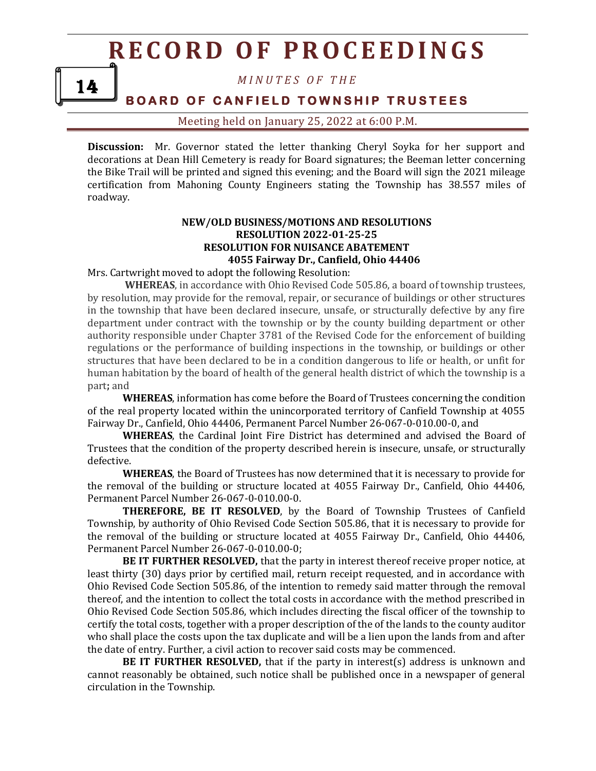**Discussion:** Mr. Governor stated the letter thanking Cheryl Soyka for her support and decorations at Dean Hill Cemetery is ready for Board signatures; the Beeman letter concerning the Bike Trail will be printed and signed this evening; and the Board will sign the 2021 mileage certification from Mahoning County Engineers stating the Township has 38.557 miles of roadway.

**NEW/OLD BUSINESS/MOTIONS AND RESOLUTIONS**
**RESOLUTION 2022-01-25-25**
**RESOLUTION FOR NUISANCE ABATEMENT**
**4055 Fairway Dr., Canfield, Ohio 44406**

Mrs. Cartwright moved to adopt the following Resolution:

**WHEREAS**, in accordance with Ohio Revised Code 505.86, a board of township trustees, by resolution, may provide for the removal, repair, or securance of buildings or other structures in the township that have been declared insecure, unsafe, or structurally defective by any fire department under contract with the township or by the county building department or other authority responsible under Chapter 3781 of the Revised Code for the enforcement of building regulations or the performance of building inspections in the township, or buildings or other structures that have been declared to be in a condition dangerous to life or health, or unfit for human habitation by the board of health of the general health district of which the township is a part**;** and

**WHEREAS**, information has come before the Board of Trustees concerning the condition of the real property located within the unincorporated territory of Canfield Township at 4055 Fairway Dr., Canfield, Ohio 44406, Permanent Parcel Number 26-067-0-010.00-0, and

**WHEREAS**, the Cardinal Joint Fire District has determined and advised the Board of Trustees that the condition of the property described herein is insecure, unsafe, or structurally defective.

**WHEREAS**, the Board of Trustees has now determined that it is necessary to provide for the removal of the building or structure located at 4055 Fairway Dr., Canfield, Ohio 44406, Permanent Parcel Number 26-067-0-010.00-0.

**THEREFORE, BE IT RESOLVED**, by the Board of Township Trustees of Canfield Township, by authority of Ohio Revised Code Section 505.86, that it is necessary to provide for the removal of the building or structure located at 4055 Fairway Dr., Canfield, Ohio 44406, Permanent Parcel Number 26-067-0-010.00-0;

**BE IT FURTHER RESOLVED,** that the party in interest thereof receive proper notice, at least thirty (30) days prior by certified mail, return receipt requested, and in accordance with Ohio Revised Code Section 505.86, of the intention to remedy said matter through the removal thereof, and the intention to collect the total costs in accordance with the method prescribed in Ohio Revised Code Section 505.86, which includes directing the fiscal officer of the township to certify the total costs, together with a proper description of the of the lands to the county auditor who shall place the costs upon the tax duplicate and will be a lien upon the lands from and after the date of entry. Further, a civil action to recover said costs may be commenced.

**BE IT FURTHER RESOLVED,** that if the party in interest(s) address is unknown and cannot reasonably be obtained, such notice shall be published once in a newspaper of general circulation in the Township.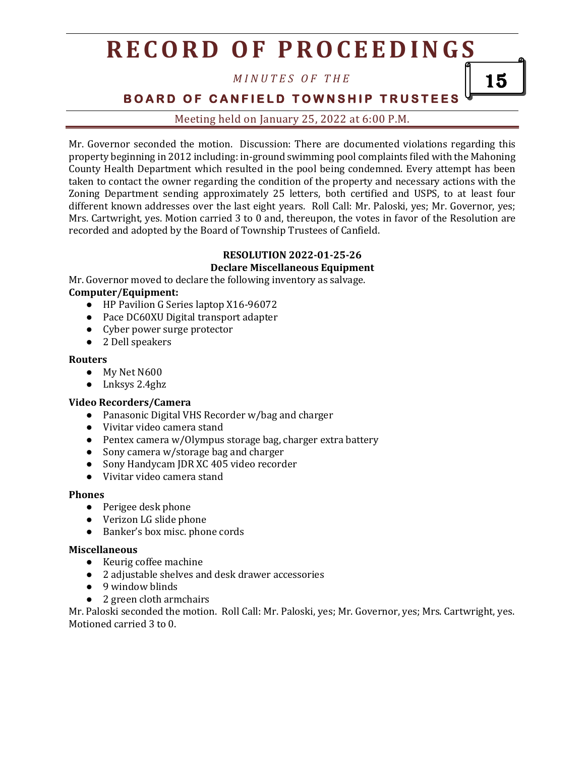Mr. Governor seconded the motion. Discussion: There are documented violations regarding this property beginning in 2012 including: in-ground swimming pool complaints filed with the Mahoning County Health Department which resulted in the pool being condemned. Every attempt has been taken to contact the owner regarding the condition of the property and necessary actions with the Zoning Department sending approximately 25 letters, both certified and USPS, to at least four different known addresses over the last eight years. Roll Call: Mr. Paloski, yes; Mr. Governor, yes; Mrs. Cartwright, yes. Motion carried 3 to 0 and, thereupon, the votes in favor of the Resolution are recorded and adopted by the Board of Township Trustees of Canfield.

**RESOLUTION 2022-01-25-26**
**Declare Miscellaneous Equipment**

Mr. Governor moved to declare the following inventory as salvage.

**Computer/Equipment:**

- HP Pavilion G Series laptop X16-96072
- Pace DC60XU Digital transport adapter
- Cyber power surge protector
- 2 Dell speakers

**Routers**

- My Net N600
- Lnksys 2.4ghz

**Video Recorders/Camera**

- Panasonic Digital VHS Recorder w/bag and charger
- Vivitar video camera stand
- Pentex camera w/Olympus storage bag, charger extra battery
- Sony camera w/storage bag and charger
- Sony Handycam JDR XC 405 video recorder
- Vivitar video camera stand

**Phones**

- Perigee desk phone
- Verizon LG slide phone
- Banker's box misc. phone cords

**Miscellaneous**

- Keurig coffee machine
- 2 adjustable shelves and desk drawer accessories
- 9 window blinds
- 2 green cloth armchairs

Mr. Paloski seconded the motion. Roll Call: Mr. Paloski, yes; Mr. Governor, yes; Mrs. Cartwright, yes. Motioned carried 3 to 0.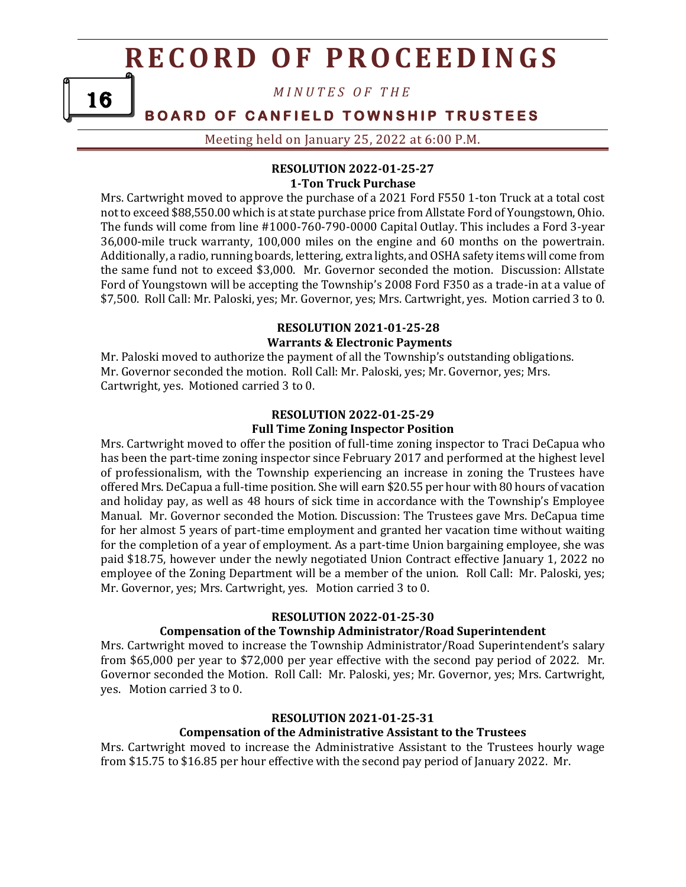### RESOLUTION 2022-01-25-27
### 1-Ton Truck Purchase

Mrs. Cartwright moved to approve the purchase of a 2021 Ford F550 1-ton Truck at a total cost not to exceed $88,550.00 which is at state purchase price from Allstate Ford of Youngstown, Ohio. The funds will come from line #1000-760-790-0000 Capital Outlay. This includes a Ford 3-year 36,000-mile truck warranty, 100,000 miles on the engine and 60 months on the powertrain. Additionally, a radio, running boards, lettering, extra lights, and OSHA safety items will come from the same fund not to exceed $3,000. Mr. Governor seconded the motion. Discussion: Allstate Ford of Youngstown will be accepting the Township's 2008 Ford F350 as a trade-in at a value of $7,500. Roll Call: Mr. Paloski, yes; Mr. Governor, yes; Mrs. Cartwright, yes. Motion carried 3 to 0.

### RESOLUTION 2021-01-25-28
### Warrants & Electronic Payments

Mr. Paloski moved to authorize the payment of all the Township's outstanding obligations. Mr. Governor seconded the motion. Roll Call: Mr. Paloski, yes; Mr. Governor, yes; Mrs. Cartwright, yes. Motioned carried 3 to 0.

### RESOLUTION 2022-01-25-29
### Full Time Zoning Inspector Position

Mrs. Cartwright moved to offer the position of full-time zoning inspector to Traci DeCapua who has been the part-time zoning inspector since February 2017 and performed at the highest level of professionalism, with the Township experiencing an increase in zoning the Trustees have offered Mrs. DeCapua a full-time position. She will earn $20.55 per hour with 80 hours of vacation and holiday pay, as well as 48 hours of sick time in accordance with the Township's Employee Manual. Mr. Governor seconded the Motion. Discussion: The Trustees gave Mrs. DeCapua time for her almost 5 years of part-time employment and granted her vacation time without waiting for the completion of a year of employment. As a part-time Union bargaining employee, she was paid $18.75, however under the newly negotiated Union Contract effective January 1, 2022 no employee of the Zoning Department will be a member of the union. Roll Call: Mr. Paloski, yes; Mr. Governor, yes; Mrs. Cartwright, yes. Motion carried 3 to 0.

### RESOLUTION 2022-01-25-30
### Compensation of the Township Administrator/Road Superintendent

Mrs. Cartwright moved to increase the Township Administrator/Road Superintendent's salary from $65,000 per year to $72,000 per year effective with the second pay period of 2022. Mr. Governor seconded the Motion. Roll Call: Mr. Paloski, yes; Mr. Governor, yes; Mrs. Cartwright, yes. Motion carried 3 to 0.

### RESOLUTION 2021-01-25-31
### Compensation of the Administrative Assistant to the Trustees

Mrs. Cartwright moved to increase the Administrative Assistant to the Trustees hourly wage from $15.75 to $16.85 per hour effective with the second pay period of January 2022. Mr.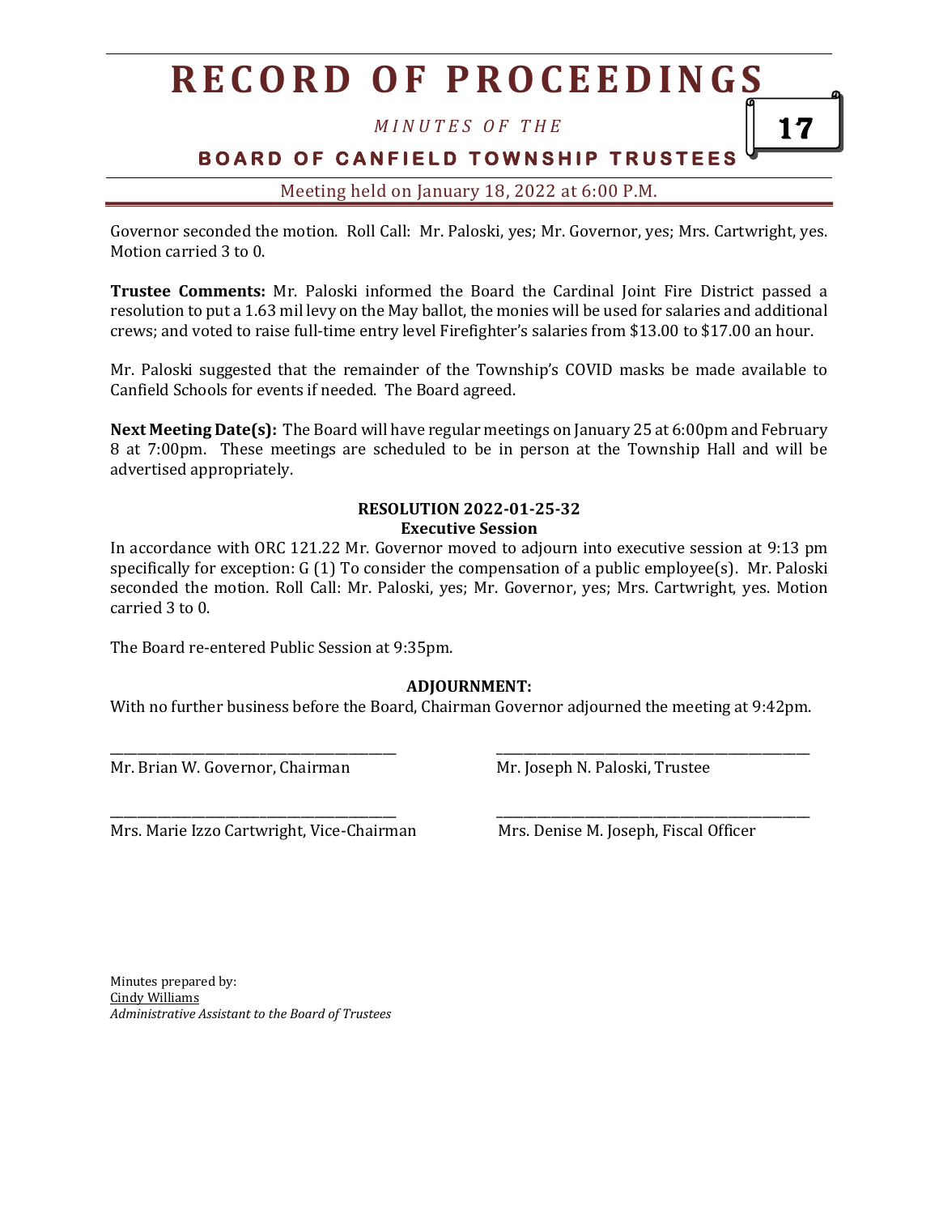Governor seconded the motion. Roll Call: Mr. Paloski, yes; Mr. Governor, yes; Mrs. Cartwright, yes. Motion carried 3 to 0.

**Trustee Comments:** Mr. Paloski informed the Board the Cardinal Joint Fire District passed a resolution to put a 1.63 mil levy on the May ballot, the monies will be used for salaries and additional crews; and voted to raise full-time entry level Firefighter's salaries from $13.00 to $17.00 an hour.

Mr. Paloski suggested that the remainder of the Township's COVID masks be made available to Canfield Schools for events if needed. The Board agreed.

**Next Meeting Date(s):** The Board will have regular meetings on January 25 at 6:00pm and February 8 at 7:00pm. These meetings are scheduled to be in person at the Township Hall and will be advertised appropriately.

**RESOLUTION 2022-01-25-32**
**Executive Session**

In accordance with ORC 121.22 Mr. Governor moved to adjourn into executive session at 9:13 pm specifically for exception: G (1) To consider the compensation of a public employee(s). Mr. Paloski seconded the motion. Roll Call: Mr. Paloski, yes; Mr. Governor, yes; Mrs. Cartwright, yes. Motion carried 3 to 0.

The Board re-entered Public Session at 9:35pm.

**ADJOURNMENT:**

With no further business before the Board, Chairman Governor adjourned the meeting at 9:42pm.

\_\_\_\_\_\_\_\_\_\_\_\_\_\_\_\_\_\_\_\_\_\_\_\_\_\_\_\_\_\_\_\_\_\_\_\_\_\_
Mr. Brian W. Governor, Chairman

\_\_\_\_\_\_\_\_\_\_\_\_\_\_\_\_\_\_\_\_\_\_\_\_\_\_\_\_\_\_\_\_\_\_\_\_\_\_
Mr. Joseph N. Paloski, Trustee

\_\_\_\_\_\_\_\_\_\_\_\_\_\_\_\_\_\_\_\_\_\_\_\_\_\_\_\_\_\_\_\_\_\_\_\_\_\_
Mrs. Marie Izzo Cartwright, Vice-Chairman

\_\_\_\_\_\_\_\_\_\_\_\_\_\_\_\_\_\_\_\_\_\_\_\_\_\_\_\_\_\_\_\_\_\_\_\_\_\_
Mrs. Denise M. Joseph, Fiscal Officer

Minutes prepared by:
Cindy Williams
*Administrative Assistant to the Board of Trustees*